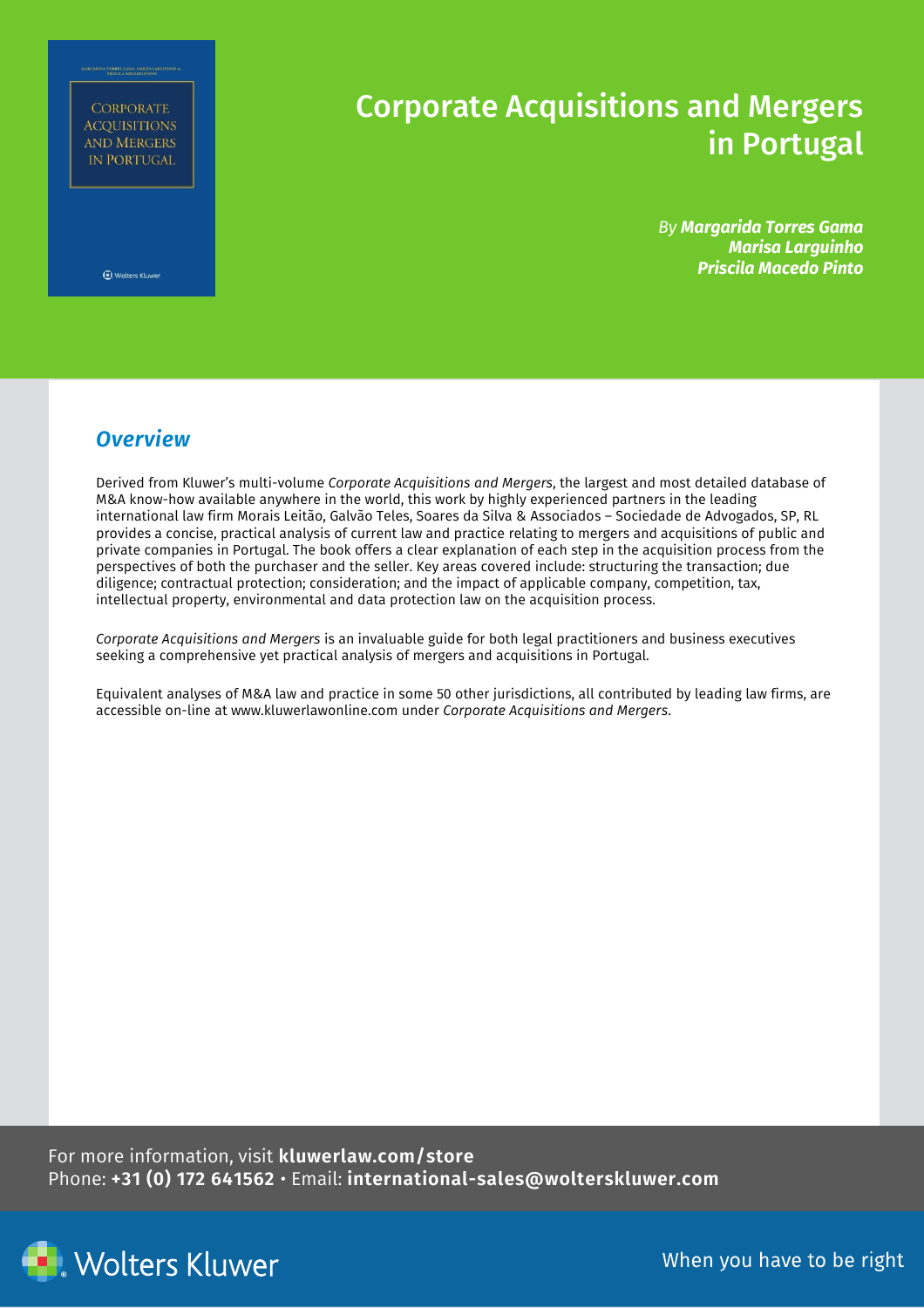# Corporate Acquisitions and Mergers in Portugal

By ***Margarida Torres Gama***
***Marisa Larguinho***
***Priscila Macedo Pinto***

## *Overview*

Derived from Kluwer's multi-volume *Corporate Acquisitions and Mergers*, the largest and most detailed database of M&A know-how available anywhere in the world, this work by highly experienced partners in the leading international law firm Morais Leitão, Galvão Teles, Soares da Silva & Associados – Sociedade de Advogados, SP, RL provides a concise, practical analysis of current law and practice relating to mergers and acquisitions of public and private companies in Portugal. The book offers a clear explanation of each step in the acquisition process from the perspectives of both the purchaser and the seller. Key areas covered include: structuring the transaction; due diligence; contractual protection; consideration; and the impact of applicable company, competition, tax, intellectual property, environmental and data protection law on the acquisition process.

*Corporate Acquisitions and Mergers* is an invaluable guide for both legal practitioners and business executives seeking a comprehensive yet practical analysis of mergers and acquisitions in Portugal.

Equivalent analyses of M&A law and practice in some 50 other jurisdictions, all contributed by leading law firms, are accessible on-line at www.kluwerlawonline.com under *Corporate Acquisitions and Mergers*.

For more information, visit **kluwerlaw.com/store**
Phone: **+31 (0) 172 641562** • Email: **international-sales@wolterskluwer.com**

Wolters Kluwer

When you have to be right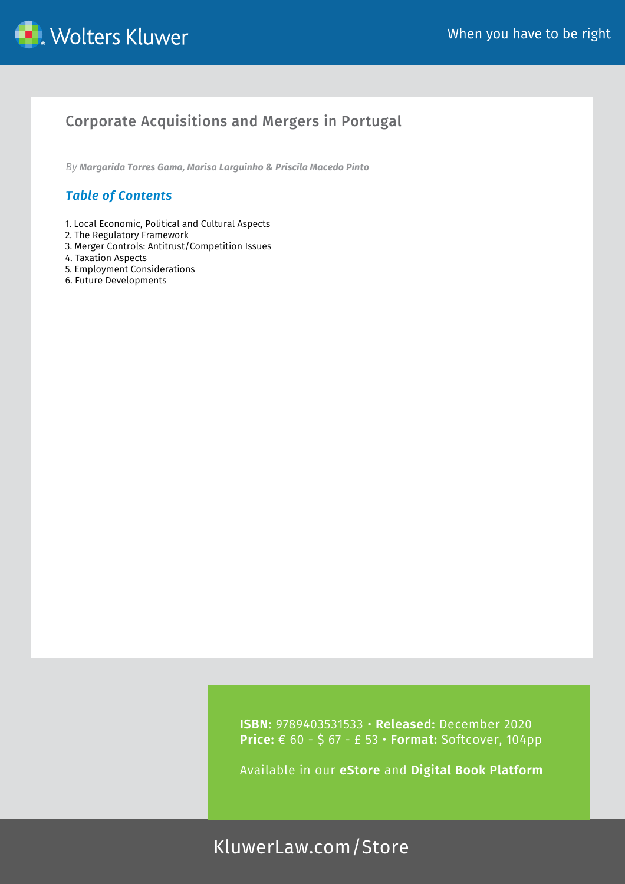Wolters Kluwer

When you have to be right

# Corporate Acquisitions and Mergers in Portugal

*By **Margarida Torres Gama, Marisa Larguinho & Priscila Macedo Pinto***

## *Table of Contents*

1. Local Economic, Political and Cultural Aspects
2. The Regulatory Framework
3. Merger Controls: Antitrust/Competition Issues
4. Taxation Aspects
5. Employment Considerations
6. Future Developments

**ISBN:** 9789403531533 • **Released:** December 2020
**Price:** € 60 - $ 67 - £ 53 • **Format:** Softcover, 104pp

Available in our **eStore** and **Digital Book Platform**

KluwerLaw.com/Store